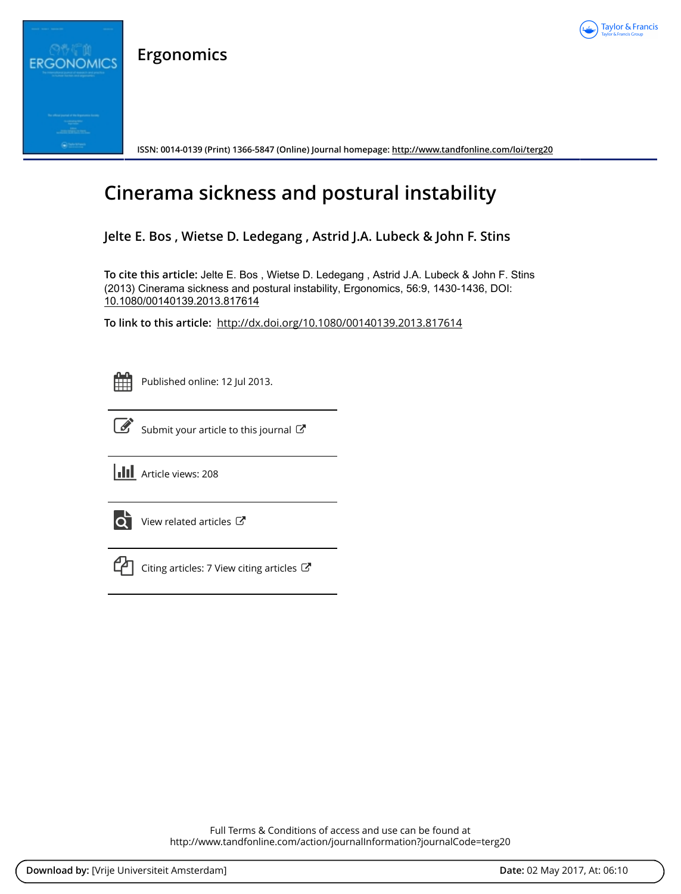# Ergonomics

ISSN: 0014-0139 (Print) 1366-5847 (Online) Journal homepage: http://www.tandfonline.com/loi/terg20

# Cinerama sickness and postural instability

**Jelte E. Bos , Wietse D. Ledegang , Astrid J.A. Lubeck & John F. Stins**

**To cite this article:** Jelte E. Bos , Wietse D. Ledegang , Astrid J.A. Lubeck & John F. Stins (2013) Cinerama sickness and postural instability, Ergonomics, 56:9, 1430-1436, DOI: 10.1080/00140139.2013.817614

**To link to this article:** http://dx.doi.org/10.1080/00140139.2013.817614

Published online: 12 Jul 2013.

Submit your article to this journal

Article views: 208

View related articles

Citing articles: 7 View citing articles

Full Terms & Conditions of access and use can be found at
http://www.tandfonline.com/action/journalInformation?journalCode=terg20

**Download by:** [Vrije Universiteit Amsterdam] **Date:** 02 May 2017, At: 06:10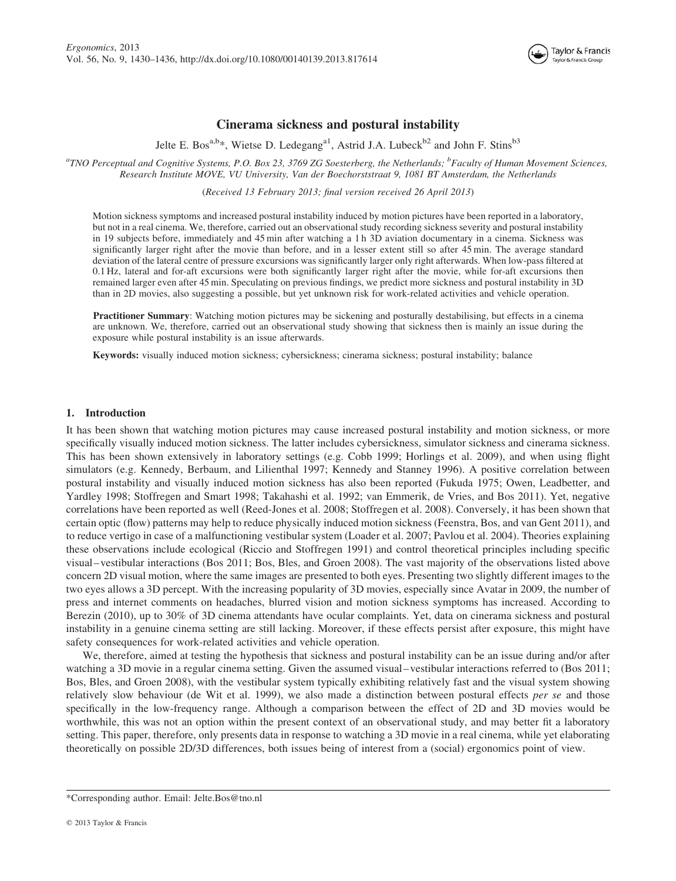# Cinerama sickness and postural instability

Jelte E. Bos[a,b]*, Wietse D. Ledegang[a1], Astrid J.A. Lubeck[b2] and John F. Stins[b3]

[a]TNO Perceptual and Cognitive Systems, P.O. Box 23, 3769 ZG Soesterberg, the Netherlands; [b]Faculty of Human Movement Sciences, Research Institute MOVE, VU University, Van der Boechorststraat 9, 1081 BT Amsterdam, the Netherlands

(Received 13 February 2013; final version received 26 April 2013)

Motion sickness symptoms and increased postural instability induced by motion pictures have been reported in a laboratory, but not in a real cinema. We, therefore, carried out an observational study recording sickness severity and postural instability in 19 subjects before, immediately and 45 min after watching a 1 h 3D aviation documentary in a cinema. Sickness was significantly larger right after the movie than before, and in a lesser extent still so after 45 min. The average standard deviation of the lateral centre of pressure excursions was significantly larger only right afterwards. When low-pass filtered at 0.1 Hz, lateral and for-aft excursions were both significantly larger right after the movie, while for-aft excursions then remained larger even after 45 min. Speculating on previous findings, we predict more sickness and postural instability in 3D than in 2D movies, also suggesting a possible, but yet unknown risk for work-related activities and vehicle operation.

**Practitioner Summary**: Watching motion pictures may be sickening and posturally destabilising, but effects in a cinema are unknown. We, therefore, carried out an observational study showing that sickness then is mainly an issue during the exposure while postural instability is an issue afterwards.

**Keywords:** visually induced motion sickness; cybersickness; cinerama sickness; postural instability; balance

## 1. Introduction

It has been shown that watching motion pictures may cause increased postural instability and motion sickness, or more specifically visually induced motion sickness. The latter includes cybersickness, simulator sickness and cinerama sickness. This has been shown extensively in laboratory settings (e.g. Cobb 1999; Horlings et al. 2009), and when using flight simulators (e.g. Kennedy, Berbaum, and Lilienthal 1997; Kennedy and Stanney 1996). A positive correlation between postural instability and visually induced motion sickness has also been reported (Fukuda 1975; Owen, Leadbetter, and Yardley 1998; Stoffregen and Smart 1998; Takahashi et al. 1992; van Emmerik, de Vries, and Bos 2011). Yet, negative correlations have been reported as well (Reed-Jones et al. 2008; Stoffregen et al. 2008). Conversely, it has been shown that certain optic (flow) patterns may help to reduce physically induced motion sickness (Feenstra, Bos, and van Gent 2011), and to reduce vertigo in case of a malfunctioning vestibular system (Loader et al. 2007; Pavlou et al. 2004). Theories explaining these observations include ecological (Riccio and Stoffregen 1991) and control theoretical principles including specific visual–vestibular interactions (Bos 2011; Bos, Bles, and Groen 2008). The vast majority of the observations listed above concern 2D visual motion, where the same images are presented to both eyes. Presenting two slightly different images to the two eyes allows a 3D percept. With the increasing popularity of 3D movies, especially since Avatar in 2009, the number of press and internet comments on headaches, blurred vision and motion sickness symptoms has increased. According to Berezin (2010), up to 30% of 3D cinema attendants have ocular complaints. Yet, data on cinerama sickness and postural instability in a genuine cinema setting are still lacking. Moreover, if these effects persist after exposure, this might have safety consequences for work-related activities and vehicle operation.

We, therefore, aimed at testing the hypothesis that sickness and postural instability can be an issue during and/or after watching a 3D movie in a regular cinema setting. Given the assumed visual–vestibular interactions referred to (Bos 2011; Bos, Bles, and Groen 2008), with the vestibular system typically exhibiting relatively fast and the visual system showing relatively slow behaviour (de Wit et al. 1999), we also made a distinction between postural effects *per se* and those specifically in the low-frequency range. Although a comparison between the effect of 2D and 3D movies would be worthwhile, this was not an option within the present context of an observational study, and may better fit a laboratory setting. This paper, therefore, only presents data in response to watching a 3D movie in a real cinema, while yet elaborating theoretically on possible 2D/3D differences, both issues being of interest from a (social) ergonomics point of view.

*Corresponding author. Email: Jelte.Bos@tno.nl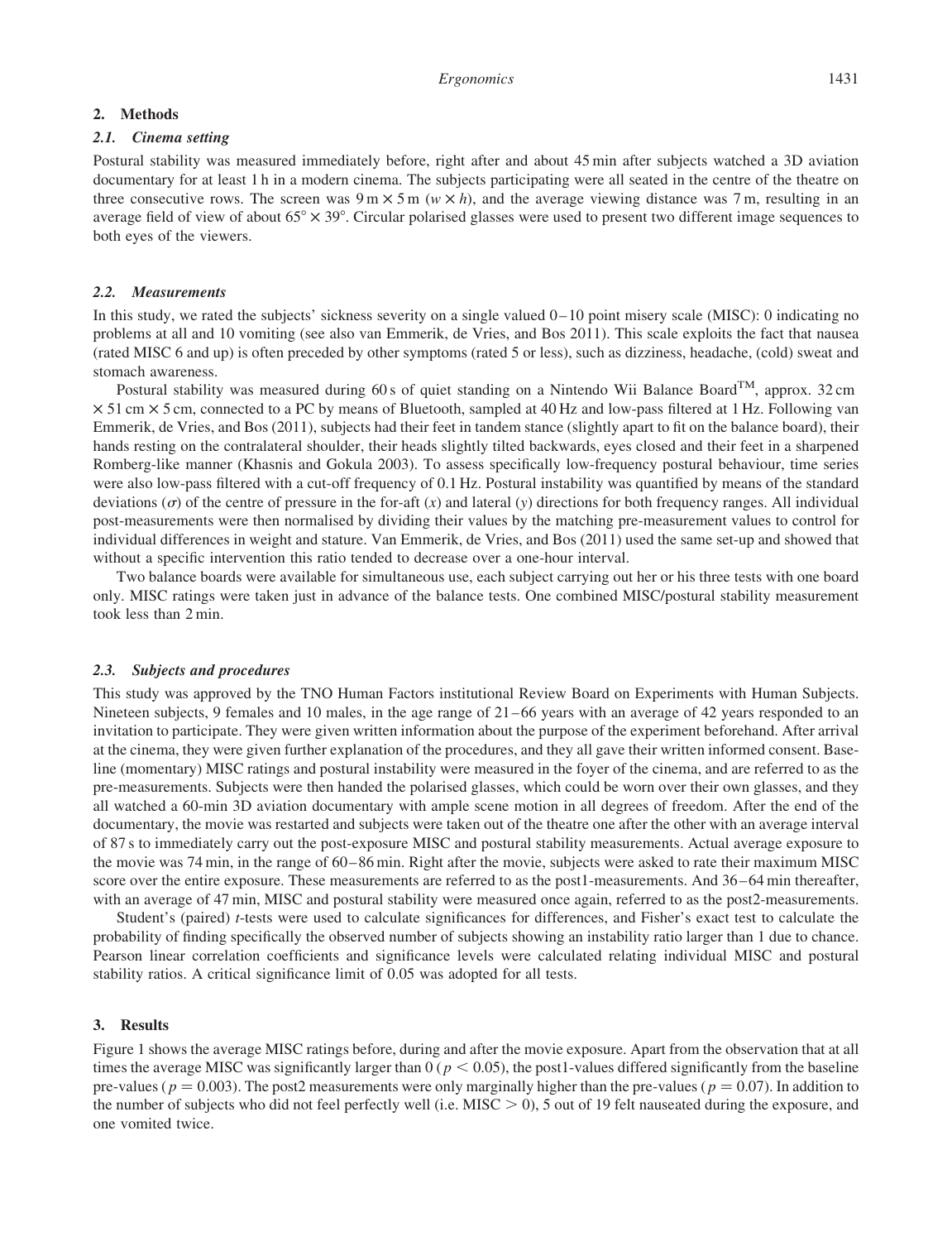## 2. Methods

### 2.1. Cinema setting

Postural stability was measured immediately before, right after and about 45 min after subjects watched a 3D aviation documentary for at least 1 h in a modern cinema. The subjects participating were all seated in the centre of the theatre on three consecutive rows. The screen was $9\,\text{m} \times 5\,\text{m}$ ($w \times h$), and the average viewing distance was 7 m, resulting in an average field of view of about $65^{\circ} \times 39^{\circ}$. Circular polarised glasses were used to present two different image sequences to both eyes of the viewers.

### 2.2. Measurements

In this study, we rated the subjects' sickness severity on a single valued 0–10 point misery scale (MISC): 0 indicating no problems at all and 10 vomiting (see also van Emmerik, de Vries, and Bos 2011). This scale exploits the fact that nausea (rated MISC 6 and up) is often preceded by other symptoms (rated 5 or less), such as dizziness, headache, (cold) sweat and stomach awareness.

Postural stability was measured during 60 s of quiet standing on a Nintendo Wii Balance Board™, approx. $32\,\text{cm} \times 51\,\text{cm} \times 5\,\text{cm}$, connected to a PC by means of Bluetooth, sampled at 40 Hz and low-pass filtered at 1 Hz. Following van Emmerik, de Vries, and Bos (2011), subjects had their feet in tandem stance (slightly apart to fit on the balance board), their hands resting on the contralateral shoulder, their heads slightly tilted backwards, eyes closed and their feet in a sharpened Romberg-like manner (Khasnis and Gokula 2003). To assess specifically low-frequency postural behaviour, time series were also low-pass filtered with a cut-off frequency of 0.1 Hz. Postural instability was quantified by means of the standard deviations ($\sigma$) of the centre of pressure in the for-aft ($x$) and lateral ($y$) directions for both frequency ranges. All individual post-measurements were then normalised by dividing their values by the matching pre-measurement values to control for individual differences in weight and stature. Van Emmerik, de Vries, and Bos (2011) used the same set-up and showed that without a specific intervention this ratio tended to decrease over a one-hour interval.

Two balance boards were available for simultaneous use, each subject carrying out her or his three tests with one board only. MISC ratings were taken just in advance of the balance tests. One combined MISC/postural stability measurement took less than 2 min.

### 2.3. Subjects and procedures

This study was approved by the TNO Human Factors institutional Review Board on Experiments with Human Subjects. Nineteen subjects, 9 females and 10 males, in the age range of 21–66 years with an average of 42 years responded to an invitation to participate. They were given written information about the purpose of the experiment beforehand. After arrival at the cinema, they were given further explanation of the procedures, and they all gave their written informed consent. Baseline (momentary) MISC ratings and postural instability were measured in the foyer of the cinema, and are referred to as the pre-measurements. Subjects were then handed the polarised glasses, which could be worn over their own glasses, and they all watched a 60-min 3D aviation documentary with ample scene motion in all degrees of freedom. After the end of the documentary, the movie was restarted and subjects were taken out of the theatre one after the other with an average interval of 87 s to immediately carry out the post-exposure MISC and postural stability measurements. Actual average exposure to the movie was 74 min, in the range of 60–86 min. Right after the movie, subjects were asked to rate their maximum MISC score over the entire exposure. These measurements are referred to as the post1-measurements. And 36–64 min thereafter, with an average of 47 min, MISC and postural stability were measured once again, referred to as the post2-measurements.

Student's (paired) $t$-tests were used to calculate significances for differences, and Fisher's exact test to calculate the probability of finding specifically the observed number of subjects showing an instability ratio larger than 1 due to chance. Pearson linear correlation coefficients and significance levels were calculated relating individual MISC and postural stability ratios. A critical significance limit of 0.05 was adopted for all tests.

## 3. Results

Figure 1 shows the average MISC ratings before, during and after the movie exposure. Apart from the observation that at all times the average MISC was significantly larger than 0 ($p < 0.05$), the post1-values differed significantly from the baseline pre-values ($p = 0.003$). The post2 measurements were only marginally higher than the pre-values ($p = 0.07$). In addition to the number of subjects who did not feel perfectly well (i.e. MISC $> 0$), 5 out of 19 felt nauseated during the exposure, and one vomited twice.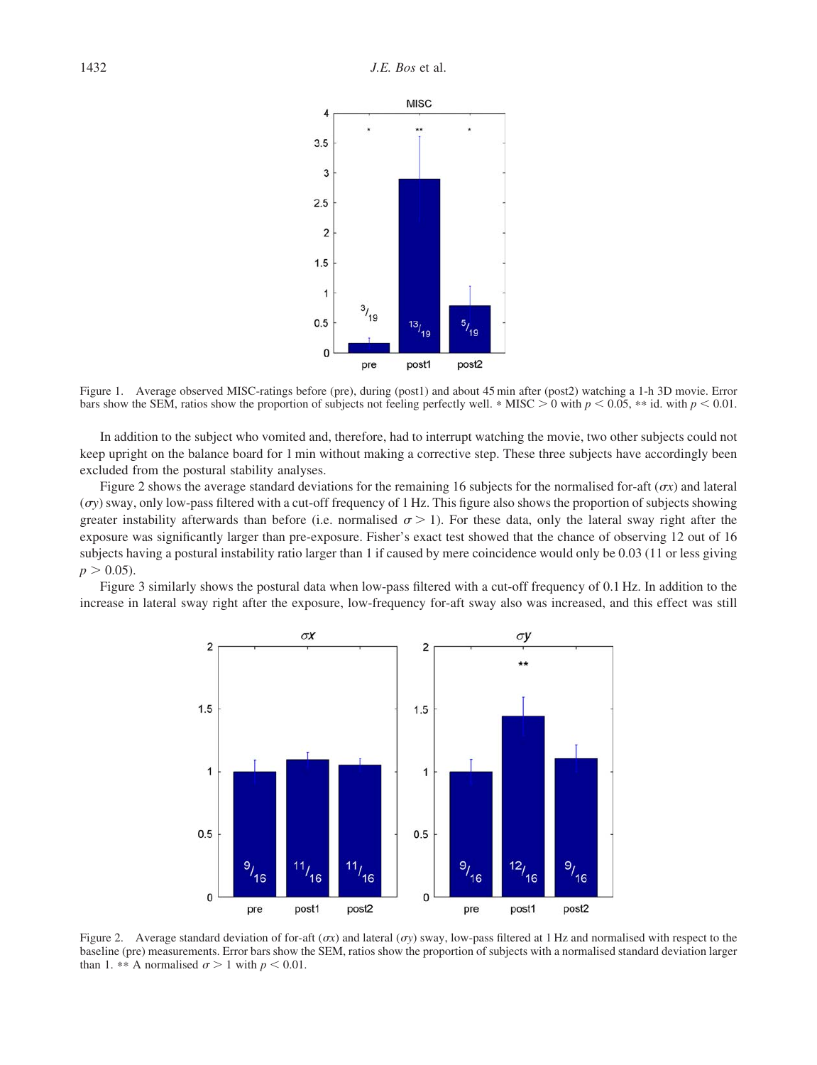Figure 1. Average observed MISC-ratings before (pre), during (post1) and about 45 min after (post2) watching a 1-h 3D movie. Error bars show the SEM, ratios show the proportion of subjects not feeling perfectly well. * MISC > 0 with $p < 0.05$, ** id. with $p < 0.01$.

In addition to the subject who vomited and, therefore, had to interrupt watching the movie, two other subjects could not keep upright on the balance board for 1 min without making a corrective step. These three subjects have accordingly been excluded from the postural stability analyses.

Figure 2 shows the average standard deviations for the remaining 16 subjects for the normalised for-aft ($\sigma x$) and lateral ($\sigma y$) sway, only low-pass filtered with a cut-off frequency of 1 Hz. This figure also shows the proportion of subjects showing greater instability afterwards than before (i.e. normalised $\sigma > 1$). For these data, only the lateral sway right after the exposure was significantly larger than pre-exposure. Fisher's exact test showed that the chance of observing 12 out of 16 subjects having a postural instability ratio larger than 1 if caused by mere coincidence would only be 0.03 (11 or less giving $p > 0.05$).

Figure 3 similarly shows the postural data when low-pass filtered with a cut-off frequency of 0.1 Hz. In addition to the increase in lateral sway right after the exposure, low-frequency for-aft sway also was increased, and this effect was still

Figure 2. Average standard deviation of for-aft ($\sigma x$) and lateral ($\sigma y$) sway, low-pass filtered at 1 Hz and normalised with respect to the baseline (pre) measurements. Error bars show the SEM, ratios show the proportion of subjects with a normalised standard deviation larger than 1. ** A normalised $\sigma > 1$ with $p < 0.01$.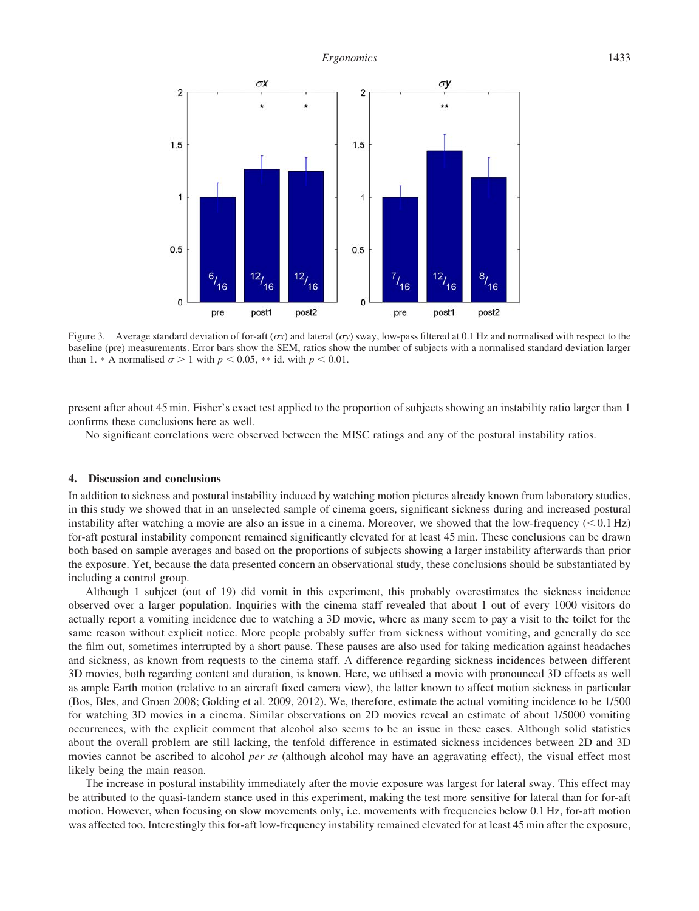Figure 3. Average standard deviation of for-aft ($\sigma x$) and lateral ($\sigma y$) sway, low-pass filtered at 0.1 Hz and normalised with respect to the baseline (pre) measurements. Error bars show the SEM, ratios show the number of subjects with a normalised standard deviation larger than 1. * A normalised $\sigma > 1$ with $p < 0.05$, ** id. with $p < 0.01$.

present after about 45 min. Fisher's exact test applied to the proportion of subjects showing an instability ratio larger than 1 confirms these conclusions here as well.

No significant correlations were observed between the MISC ratings and any of the postural instability ratios.

## 4. Discussion and conclusions

In addition to sickness and postural instability induced by watching motion pictures already known from laboratory studies, in this study we showed that in an unselected sample of cinema goers, significant sickness during and increased postural instability after watching a movie are also an issue in a cinema. Moreover, we showed that the low-frequency ($<0.1$ Hz) for-aft postural instability component remained significantly elevated for at least 45 min. These conclusions can be drawn both based on sample averages and based on the proportions of subjects showing a larger instability afterwards than prior the exposure. Yet, because the data presented concern an observational study, these conclusions should be substantiated by including a control group.

Although 1 subject (out of 19) did vomit in this experiment, this probably overestimates the sickness incidence observed over a larger population. Inquiries with the cinema staff revealed that about 1 out of every 1000 visitors do actually report a vomiting incidence due to watching a 3D movie, where as many seem to pay a visit to the toilet for the same reason without explicit notice. More people probably suffer from sickness without vomiting, and generally do see the film out, sometimes interrupted by a short pause. These pauses are also used for taking medication against headaches and sickness, as known from requests to the cinema staff. A difference regarding sickness incidences between different 3D movies, both regarding content and duration, is known. Here, we utilised a movie with pronounced 3D effects as well as ample Earth motion (relative to an aircraft fixed camera view), the latter known to affect motion sickness in particular (Bos, Bles, and Groen 2008; Golding et al. 2009, 2012). We, therefore, estimate the actual vomiting incidence to be 1/500 for watching 3D movies in a cinema. Similar observations on 2D movies reveal an estimate of about 1/5000 vomiting occurrences, with the explicit comment that alcohol also seems to be an issue in these cases. Although solid statistics about the overall problem are still lacking, the tenfold difference in estimated sickness incidences between 2D and 3D movies cannot be ascribed to alcohol *per se* (although alcohol may have an aggravating effect), the visual effect most likely being the main reason.

The increase in postural instability immediately after the movie exposure was largest for lateral sway. This effect may be attributed to the quasi-tandem stance used in this experiment, making the test more sensitive for lateral than for for-aft motion. However, when focusing on slow movements only, i.e. movements with frequencies below 0.1 Hz, for-aft motion was affected too. Interestingly this for-aft low-frequency instability remained elevated for at least 45 min after the exposure,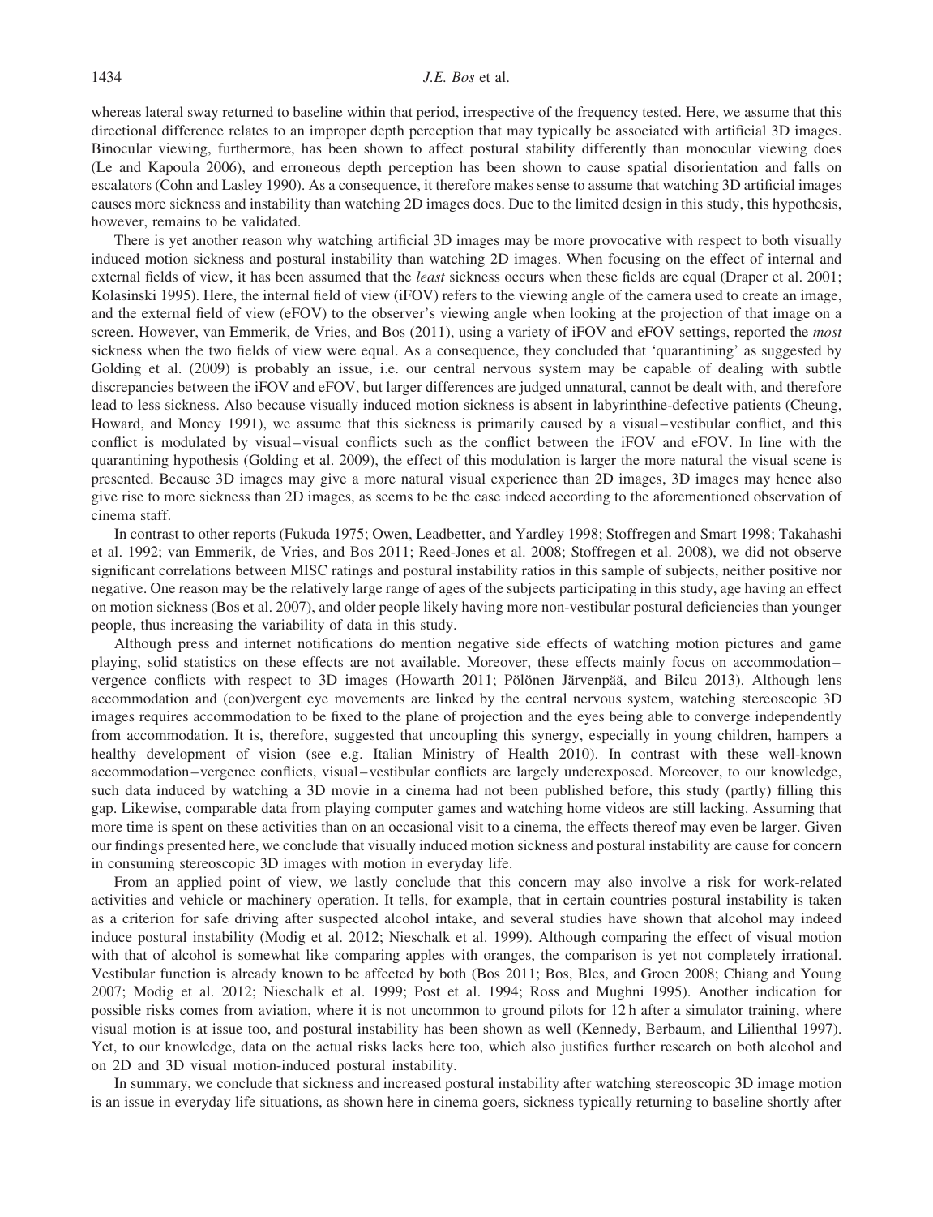whereas lateral sway returned to baseline within that period, irrespective of the frequency tested. Here, we assume that this directional difference relates to an improper depth perception that may typically be associated with artificial 3D images. Binocular viewing, furthermore, has been shown to affect postural stability differently than monocular viewing does (Le and Kapoula 2006), and erroneous depth perception has been shown to cause spatial disorientation and falls on escalators (Cohn and Lasley 1990). As a consequence, it therefore makes sense to assume that watching 3D artificial images causes more sickness and instability than watching 2D images does. Due to the limited design in this study, this hypothesis, however, remains to be validated.

There is yet another reason why watching artificial 3D images may be more provocative with respect to both visually induced motion sickness and postural instability than watching 2D images. When focusing on the effect of internal and external fields of view, it has been assumed that the *least* sickness occurs when these fields are equal (Draper et al. 2001; Kolasinski 1995). Here, the internal field of view (iFOV) refers to the viewing angle of the camera used to create an image, and the external field of view (eFOV) to the observer's viewing angle when looking at the projection of that image on a screen. However, van Emmerik, de Vries, and Bos (2011), using a variety of iFOV and eFOV settings, reported the *most* sickness when the two fields of view were equal. As a consequence, they concluded that 'quarantining' as suggested by Golding et al. (2009) is probably an issue, i.e. our central nervous system may be capable of dealing with subtle discrepancies between the iFOV and eFOV, but larger differences are judged unnatural, cannot be dealt with, and therefore lead to less sickness. Also because visually induced motion sickness is absent in labyrinthine-defective patients (Cheung, Howard, and Money 1991), we assume that this sickness is primarily caused by a visual–vestibular conflict, and this conflict is modulated by visual–visual conflicts such as the conflict between the iFOV and eFOV. In line with the quarantining hypothesis (Golding et al. 2009), the effect of this modulation is larger the more natural the visual scene is presented. Because 3D images may give a more natural visual experience than 2D images, 3D images may hence also give rise to more sickness than 2D images, as seems to be the case indeed according to the aforementioned observation of cinema staff.

In contrast to other reports (Fukuda 1975; Owen, Leadbetter, and Yardley 1998; Stoffregen and Smart 1998; Takahashi et al. 1992; van Emmerik, de Vries, and Bos 2011; Reed-Jones et al. 2008; Stoffregen et al. 2008), we did not observe significant correlations between MISC ratings and postural instability ratios in this sample of subjects, neither positive nor negative. One reason may be the relatively large range of ages of the subjects participating in this study, age having an effect on motion sickness (Bos et al. 2007), and older people likely having more non-vestibular postural deficiencies than younger people, thus increasing the variability of data in this study.

Although press and internet notifications do mention negative side effects of watching motion pictures and game playing, solid statistics on these effects are not available. Moreover, these effects mainly focus on accommodation–vergence conflicts with respect to 3D images (Howarth 2011; Pölönen Järvenpää, and Bilcu 2013). Although lens accommodation and (con)vergent eye movements are linked by the central nervous system, watching stereoscopic 3D images requires accommodation to be fixed to the plane of projection and the eyes being able to converge independently from accommodation. It is, therefore, suggested that uncoupling this synergy, especially in young children, hampers a healthy development of vision (see e.g. Italian Ministry of Health 2010). In contrast with these well-known accommodation–vergence conflicts, visual–vestibular conflicts are largely underexposed. Moreover, to our knowledge, such data induced by watching a 3D movie in a cinema had not been published before, this study (partly) filling this gap. Likewise, comparable data from playing computer games and watching home videos are still lacking. Assuming that more time is spent on these activities than on an occasional visit to a cinema, the effects thereof may even be larger. Given our findings presented here, we conclude that visually induced motion sickness and postural instability are cause for concern in consuming stereoscopic 3D images with motion in everyday life.

From an applied point of view, we lastly conclude that this concern may also involve a risk for work-related activities and vehicle or machinery operation. It tells, for example, that in certain countries postural instability is taken as a criterion for safe driving after suspected alcohol intake, and several studies have shown that alcohol may indeed induce postural instability (Modig et al. 2012; Nieschalk et al. 1999). Although comparing the effect of visual motion with that of alcohol is somewhat like comparing apples with oranges, the comparison is yet not completely irrational. Vestibular function is already known to be affected by both (Bos 2011; Bos, Bles, and Groen 2008; Chiang and Young 2007; Modig et al. 2012; Nieschalk et al. 1999; Post et al. 1994; Ross and Mughni 1995). Another indication for possible risks comes from aviation, where it is not uncommon to ground pilots for 12 h after a simulator training, where visual motion is at issue too, and postural instability has been shown as well (Kennedy, Berbaum, and Lilienthal 1997). Yet, to our knowledge, data on the actual risks lacks here too, which also justifies further research on both alcohol and on 2D and 3D visual motion-induced postural instability.

In summary, we conclude that sickness and increased postural instability after watching stereoscopic 3D image motion is an issue in everyday life situations, as shown here in cinema goers, sickness typically returning to baseline shortly after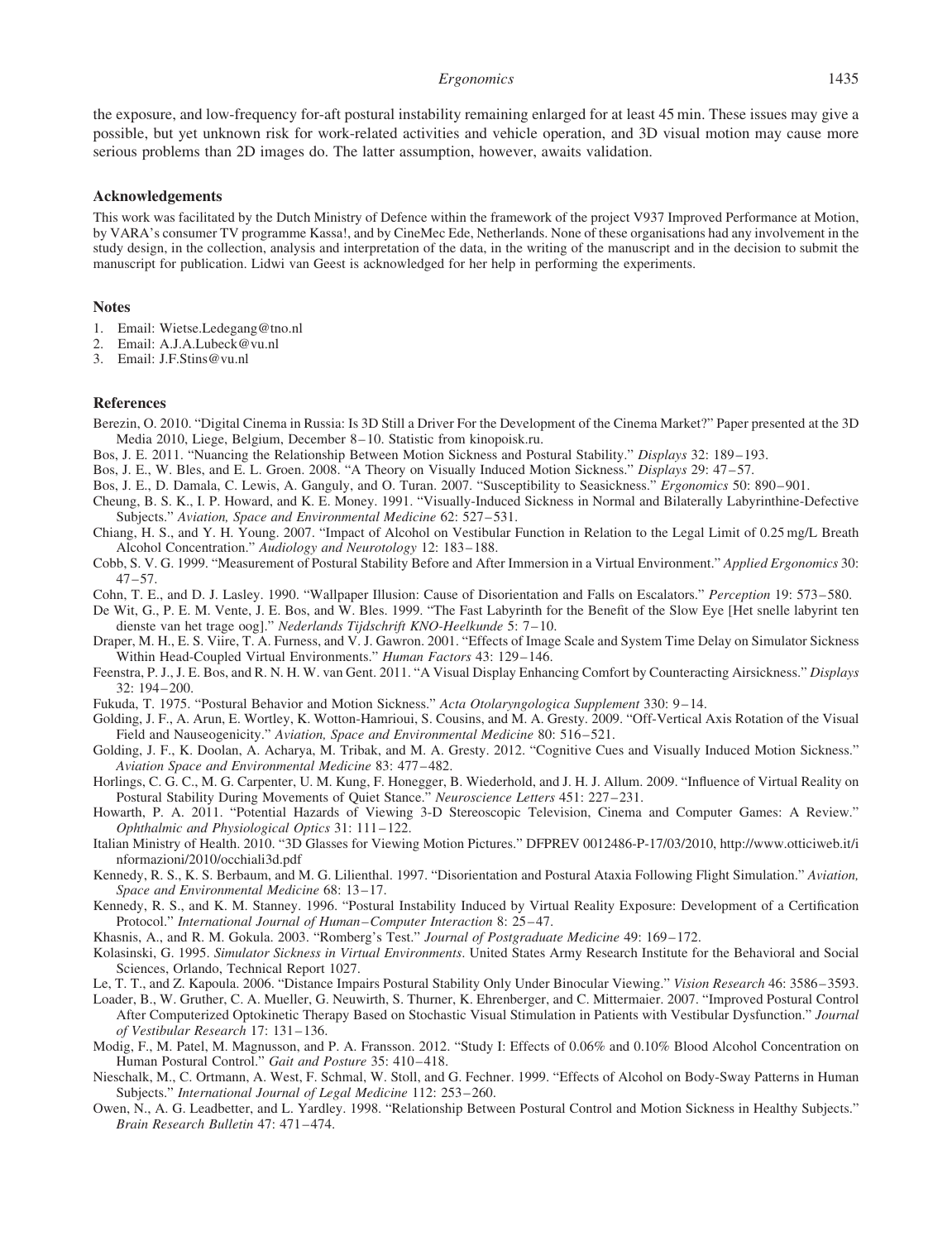the exposure, and low-frequency for-aft postural instability remaining enlarged for at least 45 min. These issues may give a possible, but yet unknown risk for work-related activities and vehicle operation, and 3D visual motion may cause more serious problems than 2D images do. The latter assumption, however, awaits validation.

### Acknowledgements

This work was facilitated by the Dutch Ministry of Defence within the framework of the project V937 Improved Performance at Motion, by VARA's consumer TV programme Kassa!, and by CineMec Ede, Netherlands. None of these organisations had any involvement in the study design, in the collection, analysis and interpretation of the data, in the writing of the manuscript and in the decision to submit the manuscript for publication. Lidwi van Geest is acknowledged for her help in performing the experiments.

### Notes

1. Email: Wietse.Ledegang@tno.nl
2. Email: A.J.A.Lubeck@vu.nl
3. Email: J.F.Stins@vu.nl

### References

Berezin, O. 2010. "Digital Cinema in Russia: Is 3D Still a Driver For the Development of the Cinema Market?" Paper presented at the 3D Media 2010, Liege, Belgium, December 8–10. Statistic from kinopoisk.ru.

Bos, J. E. 2011. "Nuancing the Relationship Between Motion Sickness and Postural Stability." *Displays* 32: 189–193.

Bos, J. E., W. Bles, and E. L. Groen. 2008. "A Theory on Visually Induced Motion Sickness." *Displays* 29: 47–57.

Bos, J. E., D. Damala, C. Lewis, A. Ganguly, and O. Turan. 2007. "Susceptibility to Seasickness." *Ergonomics* 50: 890–901.

Cheung, B. S. K., I. P. Howard, and K. E. Money. 1991. "Visually-Induced Sickness in Normal and Bilaterally Labyrinthine-Defective Subjects." *Aviation, Space and Environmental Medicine* 62: 527–531.

Chiang, H. S., and Y. H. Young. 2007. "Impact of Alcohol on Vestibular Function in Relation to the Legal Limit of 0.25 mg/L Breath Alcohol Concentration." *Audiology and Neurotology* 12: 183–188.

Cobb, S. V. G. 1999. "Measurement of Postural Stability Before and After Immersion in a Virtual Environment." *Applied Ergonomics* 30: 47–57.

Cohn, T. E., and D. J. Lasley. 1990. "Wallpaper Illusion: Cause of Disorientation and Falls on Escalators." *Perception* 19: 573–580.

De Wit, G., P. E. M. Vente, J. E. Bos, and W. Bles. 1999. "The Fast Labyrinth for the Benefit of the Slow Eye [Het snelle labyrint ten dienste van het trage oog]." *Nederlands Tijdschrift KNO-Heelkunde* 5: 7–10.

Draper, M. H., E. S. Viire, T. A. Furness, and V. J. Gawron. 2001. "Effects of Image Scale and System Time Delay on Simulator Sickness Within Head-Coupled Virtual Environments." *Human Factors* 43: 129–146.

Feenstra, P. J., J. E. Bos, and R. N. H. W. van Gent. 2011. "A Visual Display Enhancing Comfort by Counteracting Airsickness." *Displays* 32: 194–200.

Fukuda, T. 1975. "Postural Behavior and Motion Sickness." *Acta Otolaryngologica Supplement* 330: 9–14.

Golding, J. F., A. Arun, E. Wortley, K. Wotton-Hamrioui, S. Cousins, and M. A. Gresty. 2009. "Off-Vertical Axis Rotation of the Visual Field and Nauseogenicity." *Aviation, Space and Environmental Medicine* 80: 516–521.

Golding, J. F., K. Doolan, A. Acharya, M. Tribak, and M. A. Gresty. 2012. "Cognitive Cues and Visually Induced Motion Sickness." *Aviation Space and Environmental Medicine* 83: 477–482.

Horlings, C. G. C., M. G. Carpenter, U. M. Kung, F. Honegger, B. Wiederhold, and J. H. J. Allum. 2009. "Influence of Virtual Reality on Postural Stability During Movements of Quiet Stance." *Neuroscience Letters* 451: 227–231.

Howarth, P. A. 2011. "Potential Hazards of Viewing 3-D Stereoscopic Television, Cinema and Computer Games: A Review." *Ophthalmic and Physiological Optics* 31: 111–122.

Italian Ministry of Health. 2010. "3D Glasses for Viewing Motion Pictures." DFPREV 0012486-P-17/03/2010, http://www.otticiweb.it/informazioni/2010/occhiali3d.pdf

Kennedy, R. S., K. S. Berbaum, and M. G. Lilienthal. 1997. "Disorientation and Postural Ataxia Following Flight Simulation." *Aviation, Space and Environmental Medicine* 68: 13–17.

Kennedy, R. S., and K. M. Stanney. 1996. "Postural Instability Induced by Virtual Reality Exposure: Development of a Certification Protocol." *International Journal of Human–Computer Interaction* 8: 25–47.

Khasnis, A., and R. M. Gokula. 2003. "Romberg's Test." *Journal of Postgraduate Medicine* 49: 169–172.

Kolasinski, G. 1995. *Simulator Sickness in Virtual Environments*. United States Army Research Institute for the Behavioral and Social Sciences, Orlando, Technical Report 1027.

Le, T. T., and Z. Kapoula. 2006. "Distance Impairs Postural Stability Only Under Binocular Viewing." *Vision Research* 46: 3586–3593.

Loader, B., W. Gruther, C. A. Mueller, G. Neuwirth, S. Thurner, K. Ehrenberger, and C. Mittermaier. 2007. "Improved Postural Control After Computerized Optokinetic Therapy Based on Stochastic Visual Stimulation in Patients with Vestibular Dysfunction." *Journal of Vestibular Research* 17: 131–136.

Modig, F., M. Patel, M. Magnusson, and P. A. Fransson. 2012. "Study I: Effects of 0.06% and 0.10% Blood Alcohol Concentration on Human Postural Control." *Gait and Posture* 35: 410–418.

Nieschalk, M., C. Ortmann, A. West, F. Schmal, W. Stoll, and G. Fechner. 1999. "Effects of Alcohol on Body-Sway Patterns in Human Subjects." *International Journal of Legal Medicine* 112: 253–260.

Owen, N., A. G. Leadbetter, and L. Yardley. 1998. "Relationship Between Postural Control and Motion Sickness in Healthy Subjects." *Brain Research Bulletin* 47: 471–474.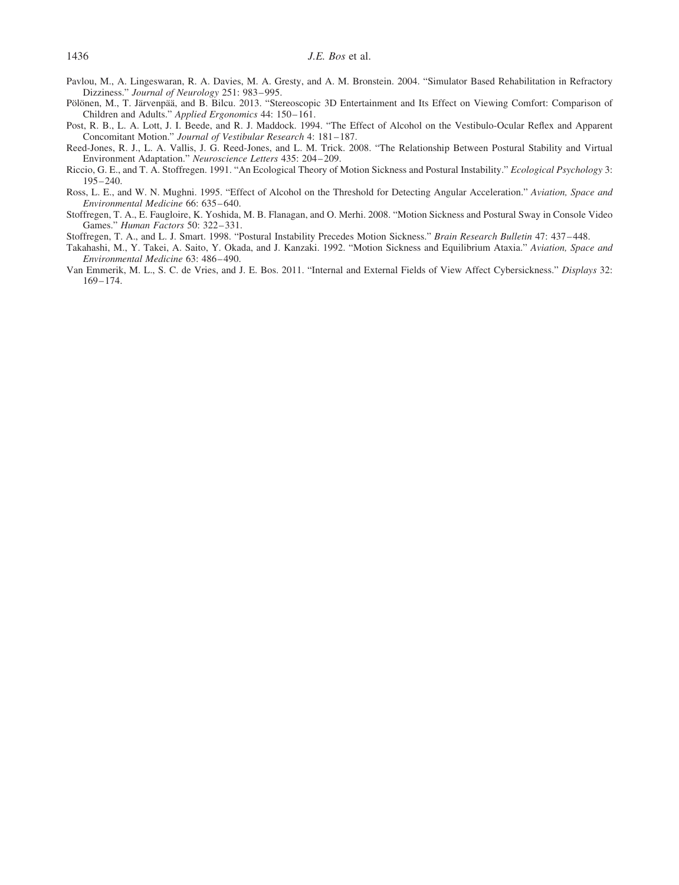Pavlou, M., A. Lingeswaran, R. A. Davies, M. A. Gresty, and A. M. Bronstein. 2004. "Simulator Based Rehabilitation in Refractory Dizziness." *Journal of Neurology* 251: 983–995.

Pölönen, M., T. Järvenpää, and B. Bilcu. 2013. "Stereoscopic 3D Entertainment and Its Effect on Viewing Comfort: Comparison of Children and Adults." *Applied Ergonomics* 44: 150–161.

Post, R. B., L. A. Lott, J. I. Beede, and R. J. Maddock. 1994. "The Effect of Alcohol on the Vestibulo-Ocular Reflex and Apparent Concomitant Motion." *Journal of Vestibular Research* 4: 181–187.

Reed-Jones, R. J., L. A. Vallis, J. G. Reed-Jones, and L. M. Trick. 2008. "The Relationship Between Postural Stability and Virtual Environment Adaptation." *Neuroscience Letters* 435: 204–209.

Riccio, G. E., and T. A. Stoffregen. 1991. "An Ecological Theory of Motion Sickness and Postural Instability." *Ecological Psychology* 3: 195–240.

Ross, L. E., and W. N. Mughni. 1995. "Effect of Alcohol on the Threshold for Detecting Angular Acceleration." *Aviation, Space and Environmental Medicine* 66: 635–640.

Stoffregen, T. A., E. Faugloire, K. Yoshida, M. B. Flanagan, and O. Merhi. 2008. "Motion Sickness and Postural Sway in Console Video Games." *Human Factors* 50: 322–331.

Stoffregen, T. A., and L. J. Smart. 1998. "Postural Instability Precedes Motion Sickness." *Brain Research Bulletin* 47: 437–448.

Takahashi, M., Y. Takei, A. Saito, Y. Okada, and J. Kanzaki. 1992. "Motion Sickness and Equilibrium Ataxia." *Aviation, Space and Environmental Medicine* 63: 486–490.

Van Emmerik, M. L., S. C. de Vries, and J. E. Bos. 2011. "Internal and External Fields of View Affect Cybersickness." *Displays* 32: 169–174.